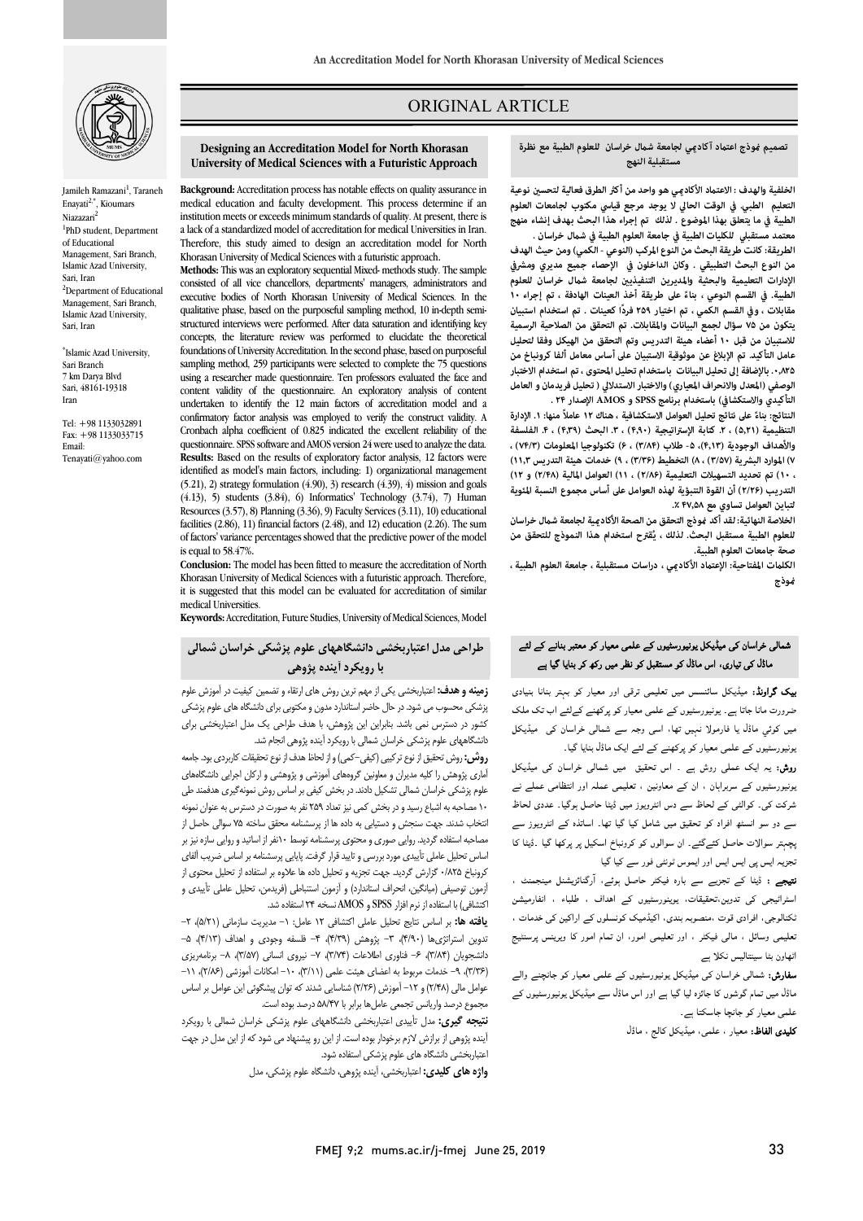ORIGINAL ARTICLE

# Designing an Accreditation Model for North Khorasan University of Medical Sciences with a Futuristic Approach

Jamileh Ramazani[1], Taraneh Enayati[2,*], Kioumars Niazazari[2]

[1]PhD student, Department of Educational Management, Sari Branch, Islamic Azad University, Sari, Iran

[2]Department of Educational Management, Sari Branch, Islamic Azad University, Sari, Iran

*Islamic Azad University, Sari Branch
7 km Darya Blvd
Sari, 48161-19318
Iran

Tel: +98 1133032891
Fax: +98 1133033715
Email: Tenayati@yahoo.com

**Background:** Accreditation process has notable effects on quality assurance in medical education and faculty development. This process determine if an institution meets or exceeds minimum standards of quality. At present, there is a lack of a standardized model of accreditation for medical Universities in Iran. Therefore, this study aimed to design an accreditation model for North Khorasan University of Medical Sciences with a futuristic approach.

**Methods:** This was an exploratory sequential Mixed- methods study. The sample consisted of all vice chancellors, departments' managers, administrators and executive bodies of North Khorasan University of Medical Sciences. In the qualitative phase, based on the purposeful sampling method, 10 in-depth semi-structured interviews were performed. After data saturation and identifying key concepts, the literature review was performed to elucidate the theoretical foundations of University Accreditation. In the second phase, based on purposeful sampling method, 259 participants were selected to complete the 75 questions using a researcher made questionnaire. Ten professors evaluated the face and content validity of the questionnaire. An exploratory analysis of content undertaken to identify the 12 main factors of accreditation model and a confirmatory factor analysis was employed to verify the construct validity. A Cronbach alpha coefficient of 0.825 indicated the excellent reliability of the questionnaire. SPSS software and AMOS version 24 were used to analyze the data.

**Results:** Based on the results of exploratory factor analysis, 12 factors were identified as model's main factors, including: 1) organizational management (5.21), 2) strategy formulation (4.90), 3) research (4.39), 4) mission and goals (4.13), 5) students (3.84), 6) Informatics' Technology (3.74), 7) Human Resources (3.57), 8) Planning (3.36), 9) Faculty Services (3.11), 10) educational facilities (2.86), 11) financial factors (2.48), and 12) education (2.26). The sum of factors' variance percentages showed that the predictive power of the model is equal to 58.47%.

**Conclusion:** The model has been fitted to measure the accreditation of North Khorasan University of Medical Sciences with a futuristic approach. Therefore, it is suggested that this model can be evaluated for accreditation of similar medical Universities.

**Keywords:** Accreditation, Future Studies, University of Medical Sciences, Model

## تصميم نموذج اعتماد آكاديمي لجامعة شمال خراسان للعلوم الطبية مع نظرة مستقبلية النهج

**الخلفية والهدف :** الاعتماد الأكاديمي هو واحد من أكثر الطرق فعالية لتحسين نوعية التعليم الطبي. في الوقت الحالي لا يوجد مرجع قياسي مكتوب لجامعات العلوم الطبية في ما يتعلق بهذا الموضوع . لذلك تم إجراء هذا البحث بهدف إنشاء منهج معتمد مستقبلي للكليات الطبية في جامعة العلوم الطبية في شمال خراسان .

**الطريقة:** كانت طريقة البحث من النوع المركب (النوعي - الكمي) ومن حيث الهدف من النوع البحث التطبيقي . وكان الداخلون في الإحصاء جميع مديري ومشرفي الإدارات التعليمية والبحثية والمديرين التنفيذيين لجامعة شمال خراسان للعلوم الطبية. في القسم النوعي ، بناءً على طريقة أخذ العينات الهادفة ، تم إجراء ١٠ مقابلات ، وفي القسم الكمي ، تم اختيار ٢٥٩ فرداً كعينات . تم استخدام استبيان يتكون من ٧٥ سؤال لجمع البيانات والمقابلات. تم التحقق من الصلاحية الرسمية للاستبيان من قبل ١٠ أعضاء هيئة التدريس وتم التحقق من الهيكل وفقا لتحليل عامل التأكيد. تم الإبلاغ عن موثوقية الاستبيان على أساس معامل ألفا كرونباخ من ٠٫٨٢٥. بالإضافة إلى تحليل البيانات باستخدام تحليل المحتوى ، تم استخدام الاختبار الوصفي (المعدل والانحراف المعياري) والاختبار الاستدلالي ( تحليل فريدمان و العامل التأكيدي والاستكشافي) باستخدام برنامج SPSS و AMOS الإصدار ٢٤ .

**النتائج:** بناءً على نتائج تحليل العوامل الاستكشافية ، هناك ١٢ عاملاً منها: ١. الإدارة التنظيمية (٥٫٢١) ، ٢. كتابة الإستراتيجية (٤٫٩٠) ، ٣. البحث (٤٫٣٩) ، ٤. الفلسفة والأهداف الوجودية (٤٫١٣)، ٥- طلاب (٣٫٨٤) ، ٦) تكنولوجيا المعلومات (٧٤/٣) ، ٧) الموارد البشرية (٣/٥٧) ، ٨) التخطيط (٣/٣٦) ، ٩) خدمات هيئة التدريس (١١٫٣) ، ١٠) تم تحديد التسهيلات التعليمية (٢/٨٦) ، ١١) العوامل المالية (٢/٤٨) و ١٢) التدريب (٢/٢٦) أن القوة التنبؤية لهذه العوامل على أساس مجموع النسبة المئوية لتباين العوامل تساوي مع ٤٧٫٥٨ ٪.

**الخلاصة النهائية:** لقد أكد نموذج التحقق من الصحة الأكاديمية لجامعة شمال خراسان للعلوم الطبية مستقبل البحث. لذلك ، يُقترح استخدام هذا النموذج للتحقق من صحة جامعات العلوم الطبية.

**الكلمات المفتاحية:** الإعتماد الأكاديمي ، دراسات مستقبلية ، جامعة العلوم الطبية ، نموذج

## طراحی مدل اعتباربخشی دانشگاههای علوم پزشکی خراسان شمالی با رویکرد آینده پژوهی

**زمینه و هدف:** اعتباربخشی یکی از مهم ترین روش های ارتقاء و تضمین کیفیت در آموزش علوم پزشکی محسوب می شود. در حال حاضر استاندارد مدون و مکتوبی برای دانشگاه های علوم پزشکی کشور در دسترس نمی باشد. بنابراین این پژوهش، با هدف طراحی یک مدل اعتباربخشی برای دانشگاههای علوم پزشکی خراسان شمالی با رویکرد آینده پژوهی انجام شد.

**روش:** روش تحقیق از نوع ترکیبی (کیفی-کمی) و از لحاظ هدف از نوع تحقیقات کاربردی بود. جامعه آماری پژوهش را کلیه مدیران و معاونین گروههای آموزشی و پژوهشی و ارکان اجرایی دانشگاههای علوم پزشکی خراسان شمالی تشکیل دادند. در بخش کیفی بر اساس روش نمونه‌گیری هدفمند طی ۱۰ مصاحبه به اشباع رسید و در بخش کمی نیز تعداد ۲۵۹ نفر به صورت در دسترس به عنوان نمونه انتخاب شدند. جهت سنجش و دستیابی به داده ها از پرسشنامه محقق ساخته ۷۵ سوالی حاصل از مصاحبه استفاده گردید. روایی صوری و محتوی پرسشنامه توسط ۱۰نفر از اساتید و روایی سازه نیز بر اساس تحلیل عاملی تأییدی مورد بررسی و تایید قرار گرفت. پایایی پرسشنامه بر اساس ضریب آلفای کرونباخ ۰/۸۲۵ گزارش گردید. جهت تجزیه و تحلیل داده ها علاوه بر استفاده از تحلیل محتوی از آزمون توصیفی (میانگین، انحراف استاندارد) و آزمون استنباطی (فریدمن، تحلیل عاملی تأییدی و اکتشافی) با استفاده از نرم افزار SPSS و AMOS نسخه ۲۴ استفاده شد.

**یافته ها:** بر اساس نتایج تحلیل عاملی اکتشافی ۱۲ عامل: ۱- مدیریت سازمانی (۵/۲۱)، ۲- تدوین استراتژی‌ها (۴/۹۰)، ۳- پژوهش (۴/۳۹)، ۴- فلسفه وجودی و اهداف (۴/۱۳)، ۵- دانشجویان (۳/۸۴)، ۶- فناوری اطلاعات (۳/۷۴)، ۷- نیروی انسانی (۳/۵۷)، ۸- برنامه‌ریزی (۳/۳۶)، ۹- خدمات مربوط به اعضای هیئت علمی (۳/۱۱)، ۱۰- امکانات آموزشی (۲/۸۶)، ۱۱- عوامل مالی (۲/۴۸) و ۱۲- آموزش (۲/۲۶) شناسایی شدند که توان پیشگوئی این عوامل بر اساس مجموع درصد واریانس تجمعی عامل‌ها برابر با ۵۸/۴۷ درصد بوده است.

**نتیجه گیری:** مدل تأییدی اعتباربخشی دانشگاههای علوم پزشکی خراسان شمالی با رویکرد آینده پژوهی از برازش لازم برخوردار بوده است. از این رو پیشنهاد می شود که از این مدل در جهت اعتباربخشی دانشگاه های علوم پزشکی استفاده شود.

**واژه های کلیدی:** اعتباربخشی، آینده پژوهی، دانشگاه علوم پزشکی، مدل

## شمالی خراسان کی میڈیکل یونیورسٹیوں کے علمی معیار کو معتبر بنانے کے لئے ماڈل کی تیاری، اس ماڈل کو مستقبل کو نظر میں رکھ کر بنایا گیا ہے

**بیک گراونڈ:** میڈیکل سائنسس میں تعلیمی ترقی اور معیار کو بہتر بنانا بنیادی ضرورت مانا جاتا ہے۔ یونیورسٹیوں کے علمی معیار کو پرکھنے کےلئے اب تک ملک میں کوئي ماڈل یا فارمولا نہیں تھا، اسی وجہ سے شمالی خراسان کی میڈیکل یونیورسٹیوں کے علمی معیار کو پرکھنے کے لئے ایک ماڈل بنایا گیا۔

**روش:** یہ ایک عملی روش ہے ۔ اس تحقیق میں شمالی خراسان کی میڈیکل یونیورسٹیوں کے سربراہان ، ان کے معاونین ، تعلیمی عملہ اور انتظامی عملے نے شرکت کی۔ کوالٹی کے لحاظ سے دس انٹرویوز میں ڈیٹا حاصل ہوگيا۔ عددی لحاظ سے دو سو انسٹھ افراد کو تحقیق میں شامل کیا گيا ہے۔ اساتذہ کے انٹرویوز سے پچہتر سوالات حاصل کئے گئے۔ ان سوالوں کو کرونباخ اسکیل پر پرکھا گيا ۔ڈیٹا کا تجزیہ ایس پی ایس ایس اور ایموس ٹونٹی فور سے کیا گيا

**نتیجے :** ڈیٹا کے تجزیے سے بارہ فیکٹر حاصل ہوئے، آرگنائزیشنل مینجمنٹ ، اسٹراٹیجی کی تدوین،تحقیقات، یونیورسٹیوں کے اہداف ، طلباء ، انفارمیشن ٹکنالوجی، افرادی قوت ،منصوبہ بندی، اکیڈمیک کونسلوں کے اراکین کی خدمات ، تعلیمی وسائل ، مالی فیکٹر ، اور تعلیمی امور، ان تمام امور کا ویرینس پرسنٹیج اٹھاون بٹا سینتالیس نکلا ہے

**سفارش:** شمالی خراسان کی میڈیکل یونیورسٹیوں کے علمی معیار کو جانچنے والے ماڈل میں تمام گوشوں کا جائزہ لیا گيا ہے اور اس ماڈل سے میڈیکل یونیورسٹیوں کے علمی معیار کو جانچا جاسکتا ہے۔

**کلیدی الفاظ:** معیار ، علمی، میڈیکل کالج ، ماڈل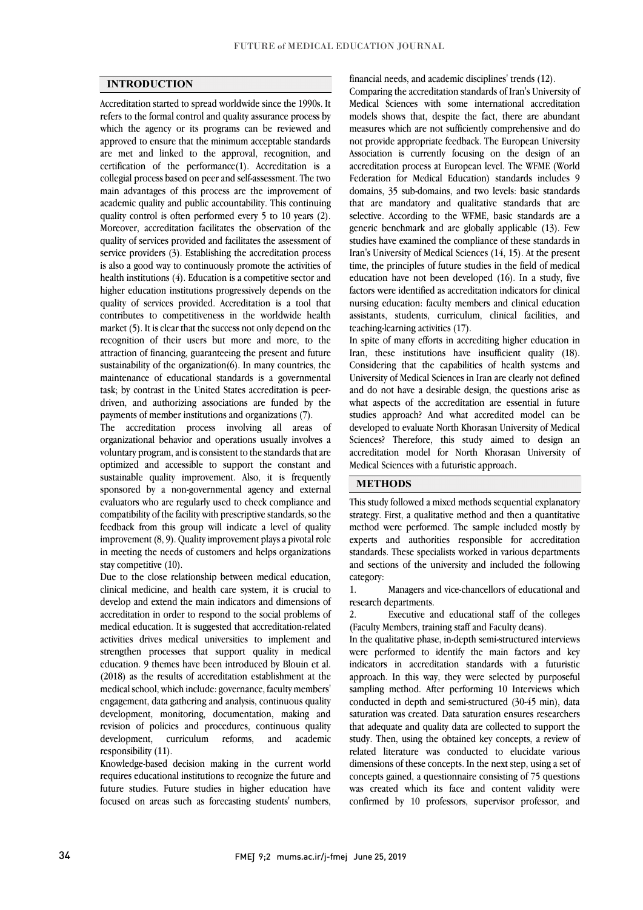## INTRODUCTION

Accreditation started to spread worldwide since the 1990s. It refers to the formal control and quality assurance process by which the agency or its programs can be reviewed and approved to ensure that the minimum acceptable standards are met and linked to the approval, recognition, and certification of the performance(1). Accreditation is a collegial process based on peer and self-assessment. The two main advantages of this process are the improvement of academic quality and public accountability. This continuing quality control is often performed every 5 to 10 years (2). Moreover, accreditation facilitates the observation of the quality of services provided and facilitates the assessment of service providers (3). Establishing the accreditation process is also a good way to continuously promote the activities of health institutions (4). Education is a competitive sector and higher education institutions progressively depends on the quality of services provided. Accreditation is a tool that contributes to competitiveness in the worldwide health market (5). It is clear that the success not only depend on the recognition of their users but more and more, to the attraction of financing, guaranteeing the present and future sustainability of the organization(6). In many countries, the maintenance of educational standards is a governmental task; by contrast in the United States accreditation is peer-driven, and authorizing associations are funded by the payments of member institutions and organizations (7).

The accreditation process involving all areas of organizational behavior and operations usually involves a voluntary program, and is consistent to the standards that are optimized and accessible to support the constant and sustainable quality improvement. Also, it is frequently sponsored by a non-governmental agency and external evaluators who are regularly used to check compliance and compatibility of the facility with prescriptive standards, so the feedback from this group will indicate a level of quality improvement (8, 9). Quality improvement plays a pivotal role in meeting the needs of customers and helps organizations stay competitive (10).

Due to the close relationship between medical education, clinical medicine, and health care system, it is crucial to develop and extend the main indicators and dimensions of accreditation in order to respond to the social problems of medical education. It is suggested that accreditation-related activities drives medical universities to implement and strengthen processes that support quality in medical education. 9 themes have been introduced by Blouin et al. (2018) as the results of accreditation establishment at the medical school, which include: governance, faculty members' engagement, data gathering and analysis, continuous quality development, monitoring, documentation, making and revision of policies and procedures, continuous quality development, curriculum reforms, and academic responsibility (11).

Knowledge-based decision making in the current world requires educational institutions to recognize the future and future studies. Future studies in higher education have focused on areas such as forecasting students' numbers, financial needs, and academic disciplines' trends (12).

Comparing the accreditation standards of Iran's University of Medical Sciences with some international accreditation models shows that, despite the fact, there are abundant measures which are not sufficiently comprehensive and do not provide appropriate feedback. The European University Association is currently focusing on the design of an accreditation process at European level. The WFME (World Federation for Medical Education) standards includes 9 domains, 35 sub-domains, and two levels: basic standards that are mandatory and qualitative standards that are selective. According to the WFME, basic standards are a generic benchmark and are globally applicable (13). Few studies have examined the compliance of these standards in Iran's University of Medical Sciences (14, 15). At the present time, the principles of future studies in the field of medical education have not been developed (16). In a study, five factors were identified as accreditation indicators for clinical nursing education: faculty members and clinical education assistants, students, curriculum, clinical facilities, and teaching-learning activities (17).

In spite of many efforts in accrediting higher education in Iran, these institutions have insufficient quality (18). Considering that the capabilities of health systems and University of Medical Sciences in Iran are clearly not defined and do not have a desirable design, the questions arise as what aspects of the accreditation are essential in future studies approach? And what accredited model can be developed to evaluate North Khorasan University of Medical Sciences? Therefore, this study aimed to design an accreditation model for North Khorasan University of Medical Sciences with a futuristic approach.

## METHODS

This study followed a mixed methods sequential explanatory strategy. First, a qualitative method and then a quantitative method were performed. The sample included mostly by experts and authorities responsible for accreditation standards. These specialists worked in various departments and sections of the university and included the following category:

1. Managers and vice-chancellors of educational and research departments.
2. Executive and educational staff of the colleges (Faculty Members, training staff and Faculty deans).

In the qualitative phase, in-depth semi-structured interviews were performed to identify the main factors and key indicators in accreditation standards with a futuristic approach. In this way, they were selected by purposeful sampling method. After performing 10 Interviews which conducted in depth and semi-structured (30-45 min), data saturation was created. Data saturation ensures researchers that adequate and quality data are collected to support the study. Then, using the obtained key concepts, a review of related literature was conducted to elucidate various dimensions of these concepts. In the next step, using a set of concepts gained, a questionnaire consisting of 75 questions was created which its face and content validity were confirmed by 10 professors, supervisor professor, and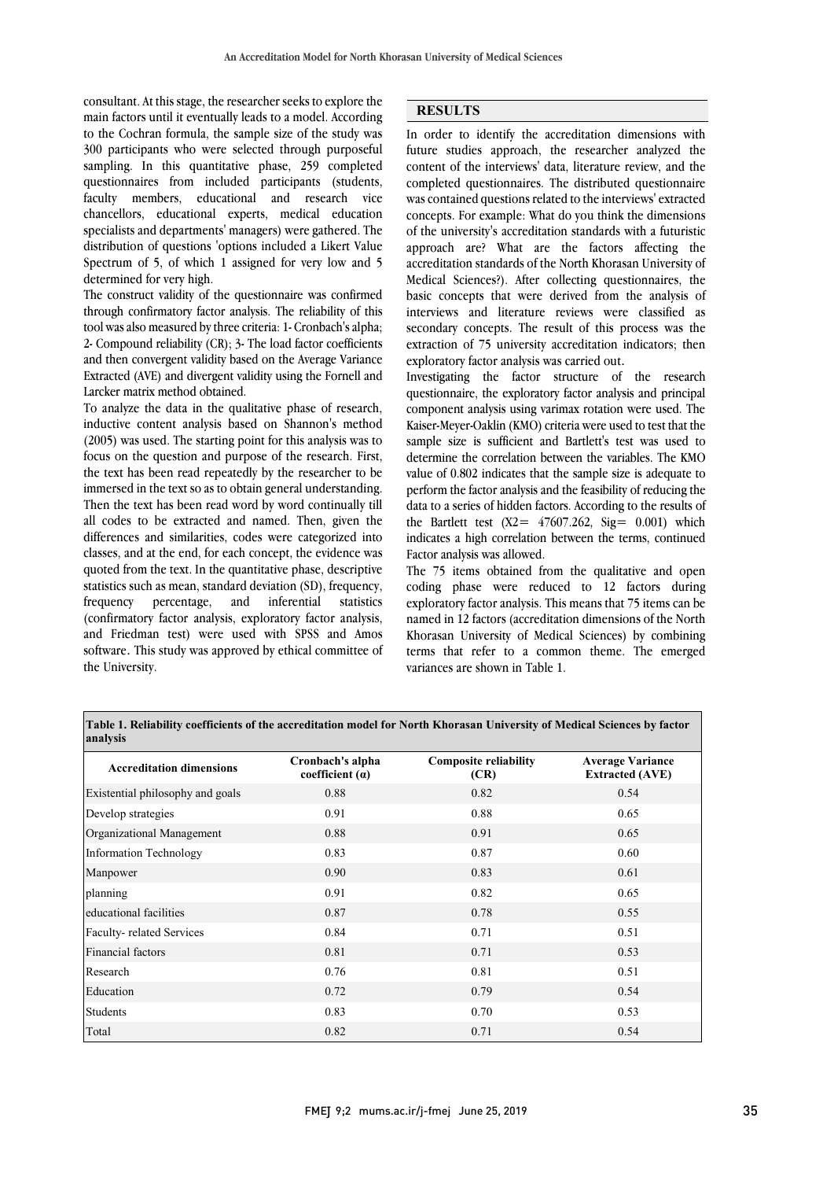consultant. At this stage, the researcher seeks to explore the main factors until it eventually leads to a model. According to the Cochran formula, the sample size of the study was 300 participants who were selected through purposeful sampling. In this quantitative phase, 259 completed questionnaires from included participants (students, faculty members, educational and research vice chancellors, educational experts, medical education specialists and departments' managers) were gathered. The distribution of questions 'options included a Likert Value Spectrum of 5, of which 1 assigned for very low and 5 determined for very high.

The construct validity of the questionnaire was confirmed through confirmatory factor analysis. The reliability of this tool was also measured by three criteria: 1- Cronbach's alpha; 2- Compound reliability (CR); 3- The load factor coefficients and then convergent validity based on the Average Variance Extracted (AVE) and divergent validity using the Fornell and Larcker matrix method obtained.

To analyze the data in the qualitative phase of research, inductive content analysis based on Shannon's method (2005) was used. The starting point for this analysis was to focus on the question and purpose of the research. First, the text has been read repeatedly by the researcher to be immersed in the text so as to obtain general understanding. Then the text has been read word by word continually till all codes to be extracted and named. Then, given the differences and similarities, codes were categorized into classes, and at the end, for each concept, the evidence was quoted from the text. In the quantitative phase, descriptive statistics such as mean, standard deviation (SD), frequency, frequency percentage, and inferential statistics (confirmatory factor analysis, exploratory factor analysis, and Friedman test) were used with SPSS and Amos software. This study was approved by ethical committee of the University.

## RESULTS

In order to identify the accreditation dimensions with future studies approach, the researcher analyzed the content of the interviews' data, literature review, and the completed questionnaires. The distributed questionnaire was contained questions related to the interviews' extracted concepts. For example: What do you think the dimensions of the university's accreditation standards with a futuristic approach are? What are the factors affecting the accreditation standards of the North Khorasan University of Medical Sciences?). After collecting questionnaires, the basic concepts that were derived from the analysis of interviews and literature reviews were classified as secondary concepts. The result of this process was the extraction of 75 university accreditation indicators; then exploratory factor analysis was carried out.

Investigating the factor structure of the research questionnaire, the exploratory factor analysis and principal component analysis using varimax rotation were used. The Kaiser-Meyer-Oaklin (KMO) criteria were used to test that the sample size is sufficient and Bartlett's test was used to determine the correlation between the variables. The KMO value of 0.802 indicates that the sample size is adequate to perform the factor analysis and the feasibility of reducing the data to a series of hidden factors. According to the results of the Bartlett test ($X2= 47607.262$, $Sig= 0.001$) which indicates a high correlation between the terms, continued Factor analysis was allowed.

The 75 items obtained from the qualitative and open coding phase were reduced to 12 factors during exploratory factor analysis. This means that 75 items can be named in 12 factors (accreditation dimensions of the North Khorasan University of Medical Sciences) by combining terms that refer to a common theme. The emerged variances are shown in Table 1.

**Table 1. Reliability coefficients of the accreditation model for North Khorasan University of Medical Sciences by factor analysis**

| Accreditation dimensions | Cronbach's alpha coefficient (α) | Composite reliability (CR) | Average Variance Extracted (AVE) |
|---|---|---|---|
| Existential philosophy and goals | 0.88 | 0.82 | 0.54 |
| Develop strategies | 0.91 | 0.88 | 0.65 |
| Organizational Management | 0.88 | 0.91 | 0.65 |
| Information Technology | 0.83 | 0.87 | 0.60 |
| Manpower | 0.90 | 0.83 | 0.61 |
| planning | 0.91 | 0.82 | 0.65 |
| educational facilities | 0.87 | 0.78 | 0.55 |
| Faculty- related Services | 0.84 | 0.71 | 0.51 |
| Financial factors | 0.81 | 0.71 | 0.53 |
| Research | 0.76 | 0.81 | 0.51 |
| Education | 0.72 | 0.79 | 0.54 |
| Students | 0.83 | 0.70 | 0.53 |
| Total | 0.82 | 0.71 | 0.54 |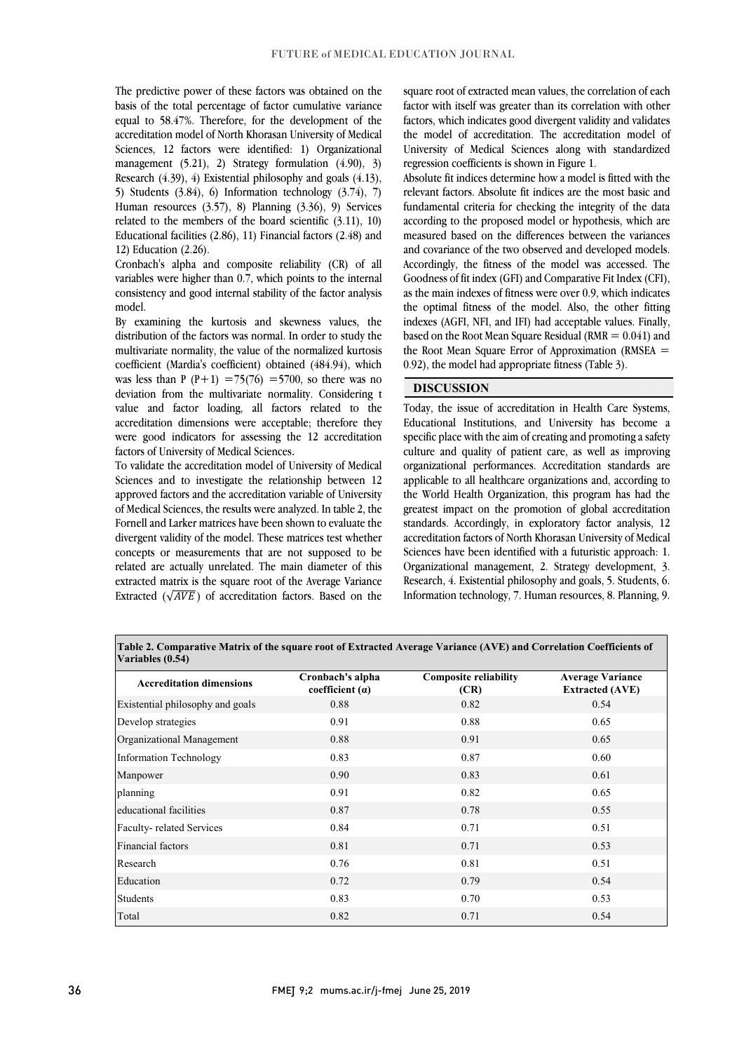The predictive power of these factors was obtained on the basis of the total percentage of factor cumulative variance equal to 58.47%. Therefore, for the development of the accreditation model of North Khorasan University of Medical Sciences, 12 factors were identified: 1) Organizational management (5.21), 2) Strategy formulation (4.90), 3) Research (4.39), 4) Existential philosophy and goals (4.13), 5) Students (3.84), 6) Information technology (3.74), 7) Human resources (3.57), 8) Planning (3.36), 9) Services related to the members of the board scientific (3.11), 10) Educational facilities (2.86), 11) Financial factors (2.48) and 12) Education (2.26).

Cronbach's alpha and composite reliability (CR) of all variables were higher than 0.7, which points to the internal consistency and good internal stability of the factor analysis model.

By examining the kurtosis and skewness values, the distribution of the factors was normal. In order to study the multivariate normality, the value of the normalized kurtosis coefficient (Mardia's coefficient) obtained (484.94), which was less than P (P+1) =75(76) =5700, so there was no deviation from the multivariate normality. Considering t value and factor loading, all factors related to the accreditation dimensions were acceptable; therefore they were good indicators for assessing the 12 accreditation factors of University of Medical Sciences.

To validate the accreditation model of University of Medical Sciences and to investigate the relationship between 12 approved factors and the accreditation variable of University of Medical Sciences, the results were analyzed. In table 2, the Fornell and Larker matrices have been shown to evaluate the divergent validity of the model. These matrices test whether concepts or measurements that are not supposed to be related are actually unrelated. The main diameter of this extracted matrix is the square root of the Average Variance Extracted ($\sqrt{AVE}$) of accreditation factors. Based on the square root of extracted mean values, the correlation of each factor with itself was greater than its correlation with other factors, which indicates good divergent validity and validates the model of accreditation. The accreditation model of University of Medical Sciences along with standardized regression coefficients is shown in Figure 1.

Absolute fit indices determine how a model is fitted with the relevant factors. Absolute fit indices are the most basic and fundamental criteria for checking the integrity of the data according to the proposed model or hypothesis, which are measured based on the differences between the variances and covariance of the two observed and developed models. Accordingly, the fitness of the model was accessed. The Goodness of fit index (GFI) and Comparative Fit Index (CFI), as the main indexes of fitness were over 0.9, which indicates the optimal fitness of the model. Also, the other fitting indexes (AGFI, NFI, and IFI) had acceptable values. Finally, based on the Root Mean Square Residual (RMR = 0.041) and the Root Mean Square Error of Approximation (RMSEA = 0.92), the model had appropriate fitness (Table 3).

## DISCUSSION

Today, the issue of accreditation in Health Care Systems, Educational Institutions, and University has become a specific place with the aim of creating and promoting a safety culture and quality of patient care, as well as improving organizational performances. Accreditation standards are applicable to all healthcare organizations and, according to the World Health Organization, this program has had the greatest impact on the promotion of global accreditation standards. Accordingly, in exploratory factor analysis, 12 accreditation factors of North Khorasan University of Medical Sciences have been identified with a futuristic approach: 1. Organizational management, 2. Strategy development, 3. Research, 4. Existential philosophy and goals, 5. Students, 6. Information technology, 7. Human resources, 8. Planning, 9.

**Table 2. Comparative Matrix of the square root of Extracted Average Variance (AVE) and Correlation Coefficients of Variables (0.54)**

| Accreditation dimensions | Cronbach's alpha coefficient (α) | Composite reliability (CR) | Average Variance Extracted (AVE) |
|---|---|---|---|
| Existential philosophy and goals | 0.88 | 0.82 | 0.54 |
| Develop strategies | 0.91 | 0.88 | 0.65 |
| Organizational Management | 0.88 | 0.91 | 0.65 |
| Information Technology | 0.83 | 0.87 | 0.60 |
| Manpower | 0.90 | 0.83 | 0.61 |
| planning | 0.91 | 0.82 | 0.65 |
| educational facilities | 0.87 | 0.78 | 0.55 |
| Faculty- related Services | 0.84 | 0.71 | 0.51 |
| Financial factors | 0.81 | 0.71 | 0.53 |
| Research | 0.76 | 0.81 | 0.51 |
| Education | 0.72 | 0.79 | 0.54 |
| Students | 0.83 | 0.70 | 0.53 |
| Total | 0.82 | 0.71 | 0.54 |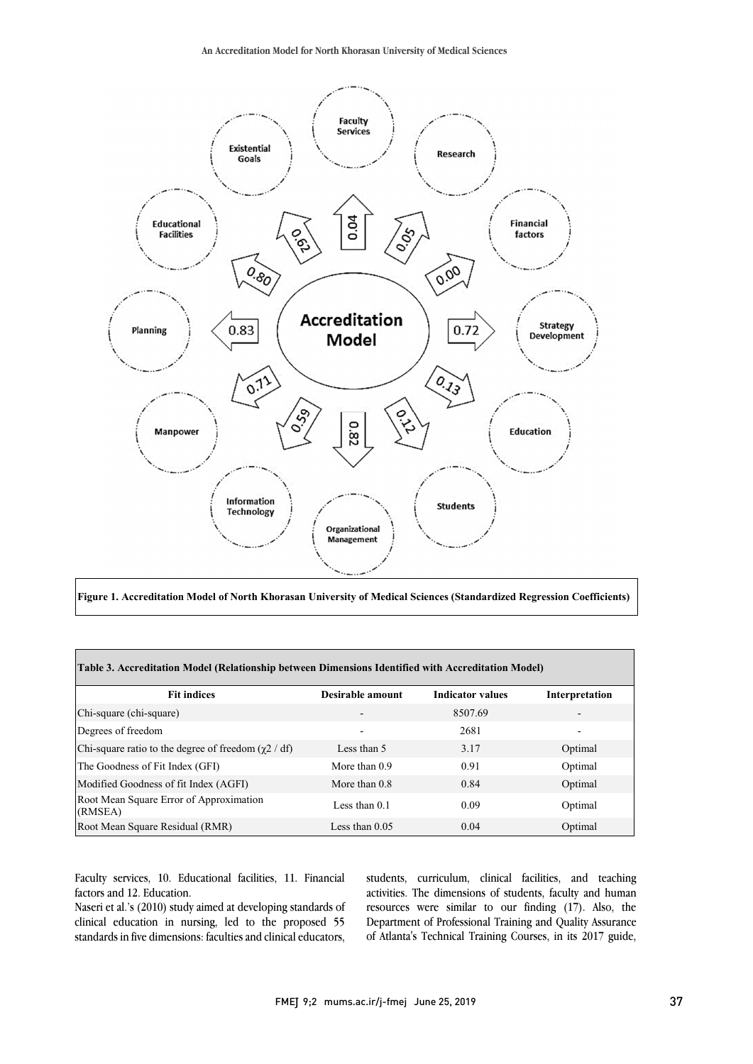**Figure 1. Accreditation Model of North Khorasan University of Medical Sciences (Standardized Regression Coefficients)**

| Table 3. Accreditation Model (Relationship between Dimensions Identified with Accreditation Model) | | | |
|---|---|---|---|
| **Fit indices** | **Desirable amount** | **Indicator values** | **Interpretation** |
| Chi-square (chi-square) | - | 8507.69 | - |
| Degrees of freedom | - | 2681 | - |
| Chi-square ratio to the degree of freedom ($\chi2$ / df) | Less than 5 | 3.17 | Optimal |
| The Goodness of Fit Index (GFI) | More than 0.9 | 0.91 | Optimal |
| Modified Goodness of fit Index (AGFI) | More than 0.8 | 0.84 | Optimal |
| Root Mean Square Error of Approximation (RMSEA) | Less than 0.1 | 0.09 | Optimal |
| Root Mean Square Residual (RMR) | Less than 0.05 | 0.04 | Optimal |

Faculty services, 10. Educational facilities, 11. Financial factors and 12. Education.

Naseri et al.'s (2010) study aimed at developing standards of clinical education in nursing, led to the proposed 55 standards in five dimensions: faculties and clinical educators, students, curriculum, clinical facilities, and teaching activities. The dimensions of students, faculty and human resources were similar to our finding (17). Also, the Department of Professional Training and Quality Assurance of Atlanta's Technical Training Courses, in its 2017 guide,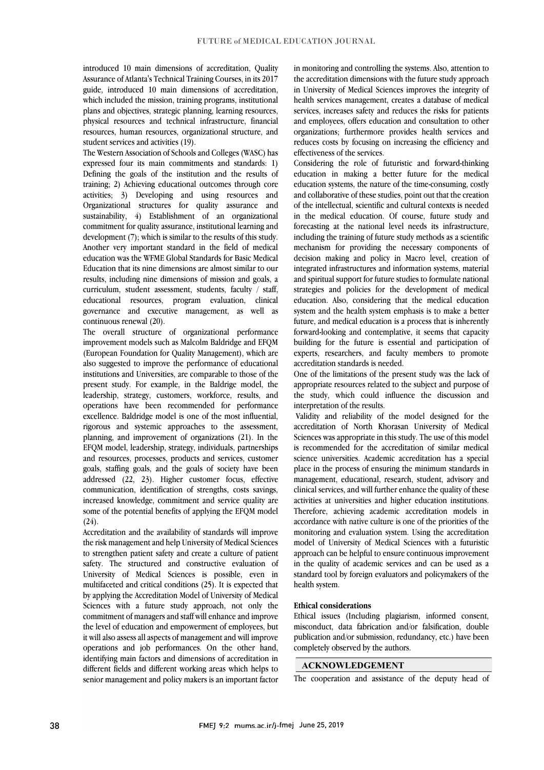introduced 10 main dimensions of accreditation, Quality Assurance of Atlanta's Technical Training Courses, in its 2017 guide, introduced 10 main dimensions of accreditation, which included the mission, training programs, institutional plans and objectives, strategic planning, learning resources, physical resources and technical infrastructure, financial resources, human resources, organizational structure, and student services and activities (19).

The Western Association of Schools and Colleges (WASC) has expressed four its main commitments and standards: 1) Defining the goals of the institution and the results of training; 2) Achieving educational outcomes through core activities; 3) Developing and using resources and Organizational structures for quality assurance and sustainability, 4) Establishment of an organizational commitment for quality assurance, institutional learning and development (7); which is similar to the results of this study. Another very important standard in the field of medical education was the WFME Global Standards for Basic Medical Education that its nine dimensions are almost similar to our results, including nine dimensions of mission and goals, a curriculum, student assessment, students, faculty / staff, educational resources, program evaluation, clinical governance and executive management, as well as continuous renewal (20).

The overall structure of organizational performance improvement models such as Malcolm Baldridge and EFQM (European Foundation for Quality Management), which are also suggested to improve the performance of educational institutions and Universities, are comparable to those of the present study. For example, in the Baldrige model, the leadership, strategy, customers, workforce, results, and operations have been recommended for performance excellence. Baldridge model is one of the most influential, rigorous and systemic approaches to the assessment, planning, and improvement of organizations (21). In the EFQM model, leadership, strategy, individuals, partnerships and resources, processes, products and services, customer goals, staffing goals, and the goals of society have been addressed (22, 23). Higher customer focus, effective communication, identification of strengths, costs savings, increased knowledge, commitment and service quality are some of the potential benefits of applying the EFQM model (24).

Accreditation and the availability of standards will improve the risk management and help University of Medical Sciences to strengthen patient safety and create a culture of patient safety. The structured and constructive evaluation of University of Medical Sciences is possible, even in multifaceted and critical conditions (25). It is expected that by applying the Accreditation Model of University of Medical Sciences with a future study approach, not only the commitment of managers and staff will enhance and improve the level of education and empowerment of employees, but it will also assess all aspects of management and will improve operations and job performances. On the other hand, identifying main factors and dimensions of accreditation in different fields and different working areas which helps to senior management and policy makers is an important factor in monitoring and controlling the systems. Also, attention to the accreditation dimensions with the future study approach in University of Medical Sciences improves the integrity of health services management, creates a database of medical services, increases safety and reduces the risks for patients and employees, offers education and consultation to other organizations; furthermore provides health services and reduces costs by focusing on increasing the efficiency and effectiveness of the services.

Considering the role of futuristic and forward-thinking education in making a better future for the medical education systems, the nature of the time-consuming, costly and collaborative of these studies, point out that the creation of the intellectual, scientific and cultural contexts is needed in the medical education. Of course, future study and forecasting at the national level needs its infrastructure, including the training of future study methods as a scientific mechanism for providing the necessary components of decision making and policy in Macro level, creation of integrated infrastructures and information systems, material and spiritual support for future studies to formulate national strategies and policies for the development of medical education. Also, considering that the medical education system and the health system emphasis is to make a better future, and medical education is a process that is inherently forward-looking and contemplative, it seems that capacity building for the future is essential and participation of experts, researchers, and faculty members to promote accreditation standards is needed.

One of the limitations of the present study was the lack of appropriate resources related to the subject and purpose of the study, which could influence the discussion and interpretation of the results.

Validity and reliability of the model designed for the accreditation of North Khorasan University of Medical Sciences was appropriate in this study. The use of this model is recommended for the accreditation of similar medical science universities. Academic accreditation has a special place in the process of ensuring the minimum standards in management, educational, research, student, advisory and clinical services, and will further enhance the quality of these activities at universities and higher education institutions. Therefore, achieving academic accreditation models in accordance with native culture is one of the priorities of the monitoring and evaluation system. Using the accreditation model of University of Medical Sciences with a futuristic approach can be helpful to ensure continuous improvement in the quality of academic services and can be used as a standard tool by foreign evaluators and policymakers of the health system.

### Ethical considerations

Ethical issues (Including plagiarism, informed consent, misconduct, data fabrication and/or falsification, double publication and/or submission, redundancy, etc.) have been completely observed by the authors.

## ACKNOWLEDGEMENT

The cooperation and assistance of the deputy head of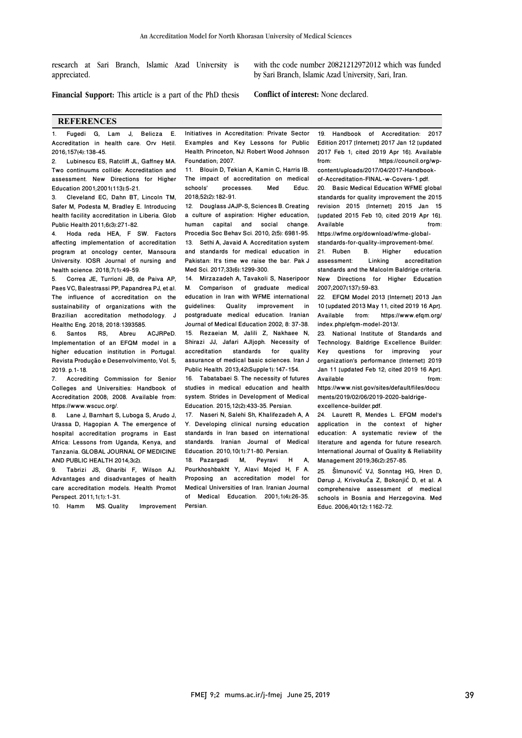research at Sari Branch, Islamic Azad University is appreciated.

**Financial Support:** This article is a part of the PhD thesis with the code number 20821212972012 which was funded by Sari Branch, Islamic Azad University, Sari, Iran.

**Conflict of interest:** None declared.

## REFERENCES

1. Fugedi G, Lam J, Belicza E. Accreditation in health care. Orv Hetil. 2016;157(4):138-45.
2. Lubinescu ES, Ratcliff JL, Gaffney MA. Two continuums collide: Accreditation and assessment. New Directions for Higher Education 2001;2001(113):5-21.
3. Cleveland EC, Dahn BT, Lincoln TM, Safer M, Podesta M, Bradley E. Introducing health facility accreditation in Liberia. Glob Public Health 2011;6(3):271-82.
4. Hoda reda HEA, F SW. Factors affecting implementation of accreditation program at oncology center, Mansoura University. IOSR Journal of nursing and health science. 2018;7(1):49-59.
5. Correa JE, Turrioni JB, de Paiva AP, Paes VC, Balestrassi PP, Papandrea PJ, et al. The influence of accreditation on the sustainability of organizations with the Brazilian accreditation methodology. J Healthc Eng. 2018; 2018:1393585.
6. Santos RS, Abreu ACJRPeD. Implementation of an EFQM model in a higher education institution in Portugal. Revista Produção e Desenvolvimento; Vol. 5; 2019. p.1-18.
7. Accrediting Commission for Senior Colleges and Universities: Handbook of Accreditation 2008; 2008. Available from: https://www.wscuc.org/.
8. Lane J, Barnhart S, Luboga S, Arudo J, Urassa D, Hagopian A. The emergence of hospital accreditation programs in East Africa: Lessons from Uganda, Kenya, and Tanzania. GLOBAL JOURNAL OF MEDICINE AND PUBLIC HEALTH 2014;3(2).
9. Tabrizi JS, Gharibi F, Wilson AJ. Advantages and disadvantages of health care accreditation models. Health Promot Perspect. 2011;1(1):1-31.
10. Hamm MS. Quality Improvement Initiatives in Accreditation: Private Sector Examples and Key Lessons for Public Health. Princeton, NJ: Robert Wood Johnson Foundation; 2007.
11. Blouin D, Tekian A, Kamin C, Harris IB. The impact of accreditation on medical schools' processes. Med Educ. 2018;52(2):182-91.
12. Douglass JAJP-S, Sciences B. Creating a culture of aspiration: Higher education, human capital and social change. Procedia Soc Behav Sci. 2010; 2(5): 6981-95.
13. Sethi A, Javaid A. Accreditation system and standards for medical education in Pakistan: It's time we raise the bar. Pak J Med Sci. 2017;33(6):1299-300.
14. Mirzazadeh A, Tavakoli S, Naseripoor M. Comparison of graduate medical education in Iran with WFME international guidelines: Quality improvement in postgraduate medical education. Iranian Journal of Medical Education 2002; 8: 37-38.
15. Rezaeian M, Jalili Z, Nakhaee N, Shirazi JJ, Jafari AJljoph. Necessity of accreditation standards for quality assurance of medical basic sciences. Iran J Public Health. 2013;42(Supple1):147-154.
16. Tabatabaei S. The necessity of futures studies in medical education and health system. Strides in Development of Medical Education. 2015;12(2):433-35. Persian.
17. Naseri N, Salehi Sh, Khalifezadeh A, A Y. Developing clinical nursing education standards in Iran based on international standards. Iranian Journal of Medical Education. 2010;10(1):71-80. Persian.
18. Pazargadi M, Peyravi H A, Pourkhoshbakht Y, Alavi Mojed H, F A. Proposing an accreditation model for Medical Universities of Iran. Iranian Journal of Medical Education. 2001;1(4):26-35. Persian.
19. Handbook of Accreditation: 2017 Edition 2017 [Internet] 2017 Jan 12 [updated 2017 Feb 1; cited 2019 Apr 16]. Available from: https://council.org/wp-content/uploads/2017/04/2017-Handbook-of-Accreditation-FINAL-w-Covers-1.pdf.
20. Basic Medical Education WFME global standards for quality improvement the 2015 revision 2015 [Internet] 2015 Jan 15 [updated 2015 Feb 10; cited 2019 Apr 16]. Available from: https://wfme.org/download/wfme-global-standards-for-quality-improvement-bme/.
21. Ruben B. Higher education assessment: Linking accreditation standards and the Malcolm Baldrige criteria. New Directions for Higher Education 2007;2007(137):59-83.
22. EFQM Model 2013 [Internet] 2013 Jan 10 [updated 2013 May 11; cited 2019 16 Apr]. Available from: https://www.efqm.org/index.php/efqm-model-2013/.
23. National Institute of Standards and Technology. Baldrige Excellence Builder: Key questions for improving your organization's performance [Internet] 2019 Jan 11 [updated Feb 12; cited 2019 16 Apr]. Available from: https://www.nist.gov/sites/default/files/documents/2019/02/06/2019-2020-baldrige-excellence-builder.pdf.
24. Laurett R, Mendes L. EFQM model's application in the context of higher education: A systematic review of the literature and agenda for future research. International Journal of Quality & Reliability Management 2019;36(2):257-85.
25. Šimunović VJ, Sonntag HG, Hren D, Dørup J, Krivokuća Z, Bokonjić D, et al. A comprehensive assessment of medical schools in Bosnia and Herzegovina. Med Educ. 2006;40(12):1162-72.